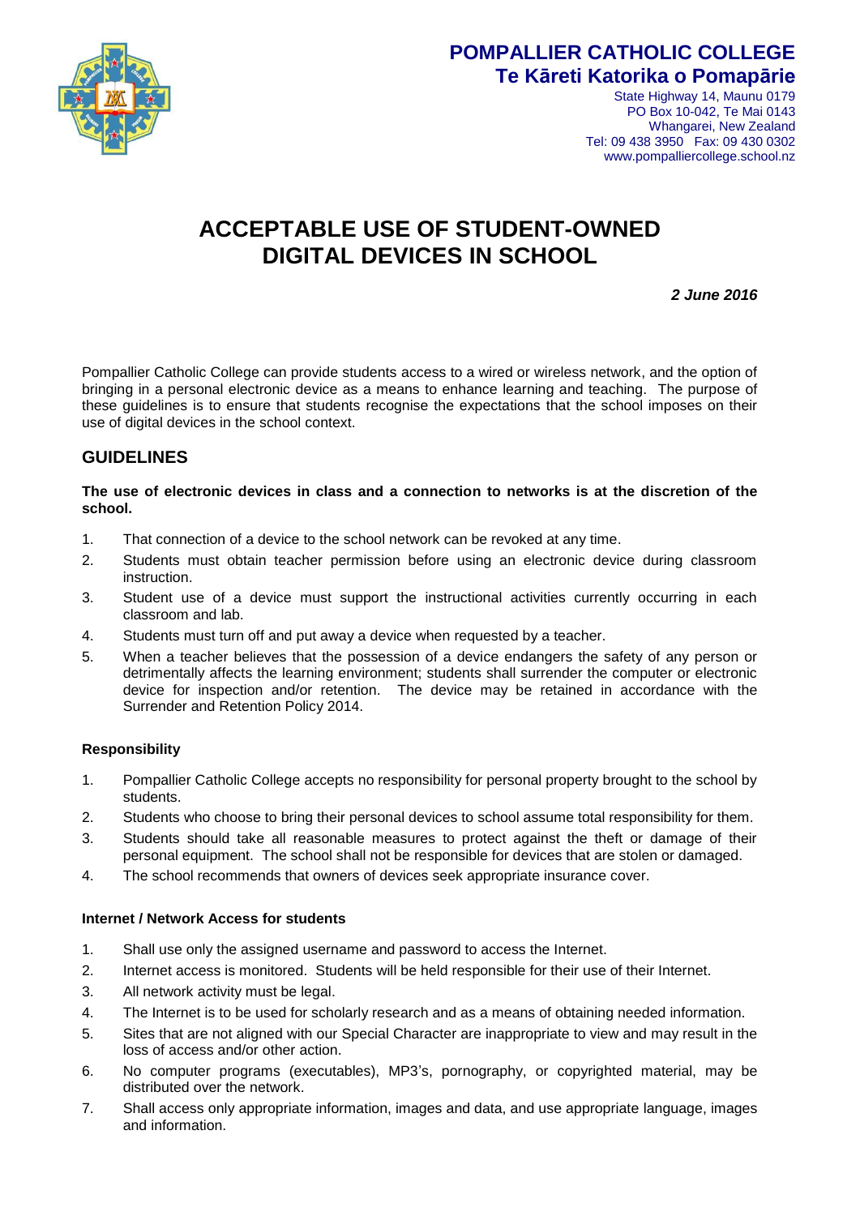**POMPALLIER CATHOLIC COLLEGE**
**Te Kāreti Katorika o Pomapārie**

State Highway 14, Maunu 0179
PO Box 10-042, Te Mai 0143
Whangarei, New Zealand
Tel: 09 438 3950 Fax: 09 430 0302
www.pompalliercollege.school.nz

# ACCEPTABLE USE OF STUDENT-OWNED DIGITAL DEVICES IN SCHOOL

***2 June 2016***

Pompallier Catholic College can provide students access to a wired or wireless network, and the option of bringing in a personal electronic device as a means to enhance learning and teaching. The purpose of these guidelines is to ensure that students recognise the expectations that the school imposes on their use of digital devices in the school context.

## GUIDELINES

**The use of electronic devices in class and a connection to networks is at the discretion of the school.**

1. That connection of a device to the school network can be revoked at any time.
2. Students must obtain teacher permission before using an electronic device during classroom instruction.
3. Student use of a device must support the instructional activities currently occurring in each classroom and lab.
4. Students must turn off and put away a device when requested by a teacher.
5. When a teacher believes that the possession of a device endangers the safety of any person or detrimentally affects the learning environment; students shall surrender the computer or electronic device for inspection and/or retention. The device may be retained in accordance with the Surrender and Retention Policy 2014.

**Responsibility**

1. Pompallier Catholic College accepts no responsibility for personal property brought to the school by students.
2. Students who choose to bring their personal devices to school assume total responsibility for them.
3. Students should take all reasonable measures to protect against the theft or damage of their personal equipment. The school shall not be responsible for devices that are stolen or damaged.
4. The school recommends that owners of devices seek appropriate insurance cover.

**Internet / Network Access for students**

1. Shall use only the assigned username and password to access the Internet.
2. Internet access is monitored. Students will be held responsible for their use of their Internet.
3. All network activity must be legal.
4. The Internet is to be used for scholarly research and as a means of obtaining needed information.
5. Sites that are not aligned with our Special Character are inappropriate to view and may result in the loss of access and/or other action.
6. No computer programs (executables), MP3's, pornography, or copyrighted material, may be distributed over the network.
7. Shall access only appropriate information, images and data, and use appropriate language, images and information.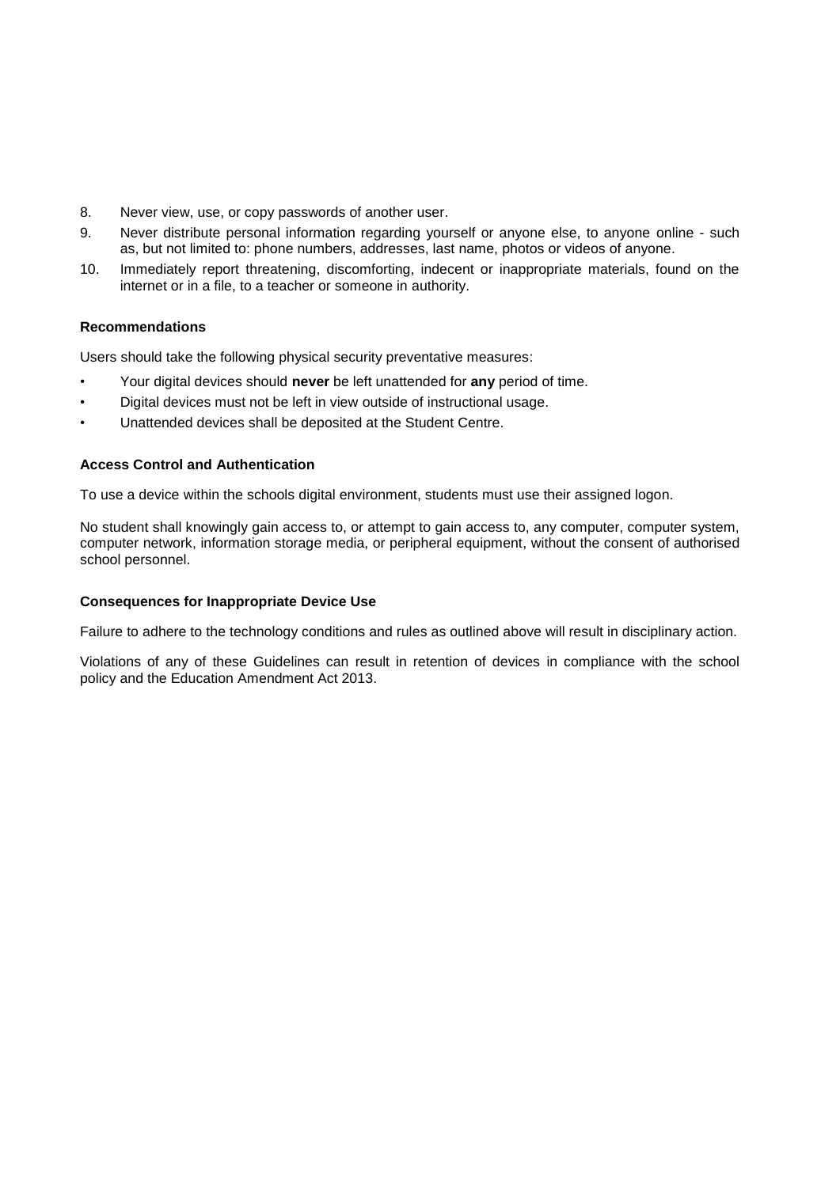8. Never view, use, or copy passwords of another user.
9. Never distribute personal information regarding yourself or anyone else, to anyone online - such as, but not limited to: phone numbers, addresses, last name, photos or videos of anyone.
10. Immediately report threatening, discomforting, indecent or inappropriate materials, found on the internet or in a file, to a teacher or someone in authority.

**Recommendations**

Users should take the following physical security preventative measures:

- Your digital devices should **never** be left unattended for **any** period of time.
- Digital devices must not be left in view outside of instructional usage.
- Unattended devices shall be deposited at the Student Centre.

**Access Control and Authentication**

To use a device within the schools digital environment, students must use their assigned logon.

No student shall knowingly gain access to, or attempt to gain access to, any computer, computer system, computer network, information storage media, or peripheral equipment, without the consent of authorised school personnel.

**Consequences for Inappropriate Device Use**

Failure to adhere to the technology conditions and rules as outlined above will result in disciplinary action.

Violations of any of these Guidelines can result in retention of devices in compliance with the school policy and the Education Amendment Act 2013.